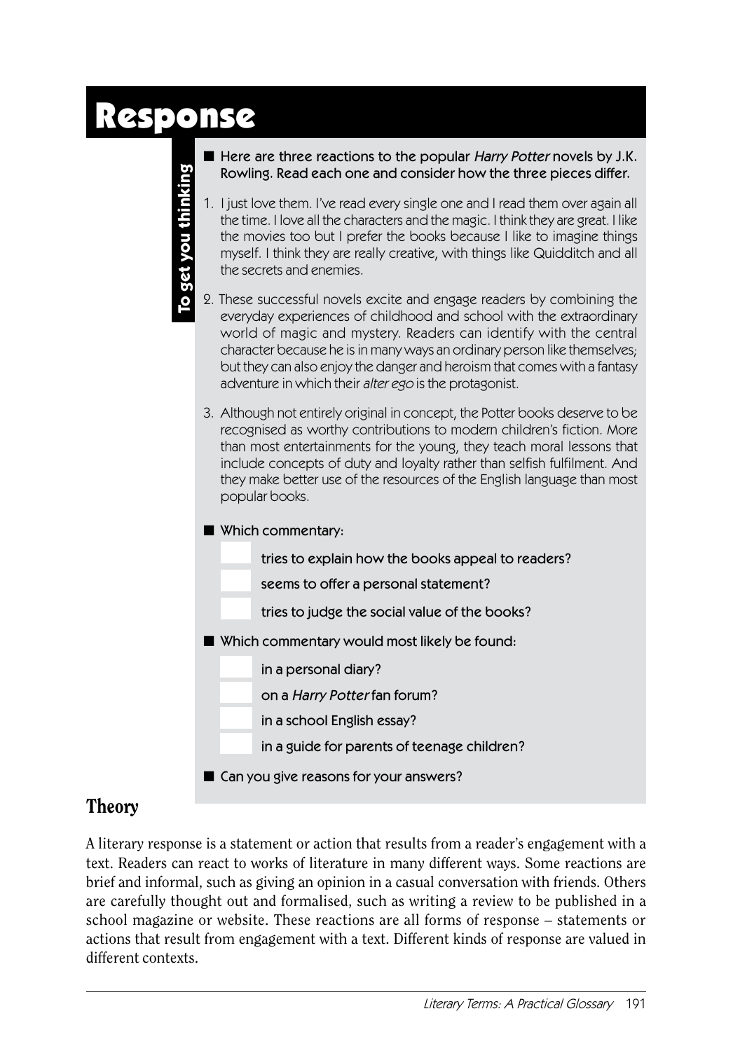# Response

**To get you thinking**

■ **Here are three reactions to the popular *Harry Potter* novels by J.K. Rowling. Read each one and consider how the three pieces differ.**

1. I just love them. I've read every single one and I read them over again all the time. I love all the characters and the magic. I think they are great. I like the movies too but I prefer the books because I like to imagine things myself. I think they are really creative, with things like Quidditch and all the secrets and enemies.

2. These successful novels excite and engage readers by combining the everyday experiences of childhood and school with the extraordinary world of magic and mystery. Readers can identify with the central character because he is in many ways an ordinary person like themselves; but they can also enjoy the danger and heroism that comes with a fantasy adventure in which their *alter ego* is the protagonist.

3. Although not entirely original in concept, the Potter books deserve to be recognised as worthy contributions to modern children's fiction. More than most entertainments for the young, they teach moral lessons that include concepts of duty and loyalty rather than selfish fulfilment. And they make better use of the resources of the English language than most popular books.

■ **Which commentary:**

- ☐ tries to explain how the books appeal to readers?
- ☐ seems to offer a personal statement?
- ☐ tries to judge the social value of the books?

■ **Which commentary would most likely be found:**

- ☐ in a personal diary?
- ☐ on a *Harry Potter* fan forum?
- ☐ in a school English essay?
- ☐ in a guide for parents of teenage children?

■ **Can you give reasons for your answers?**

## Theory

A literary response is a statement or action that results from a reader's engagement with a text. Readers can react to works of literature in many different ways. Some reactions are brief and informal, such as giving an opinion in a casual conversation with friends. Others are carefully thought out and formalised, such as writing a review to be published in a school magazine or website. These reactions are all forms of response – statements or actions that result from engagement with a text. Different kinds of response are valued in different contexts.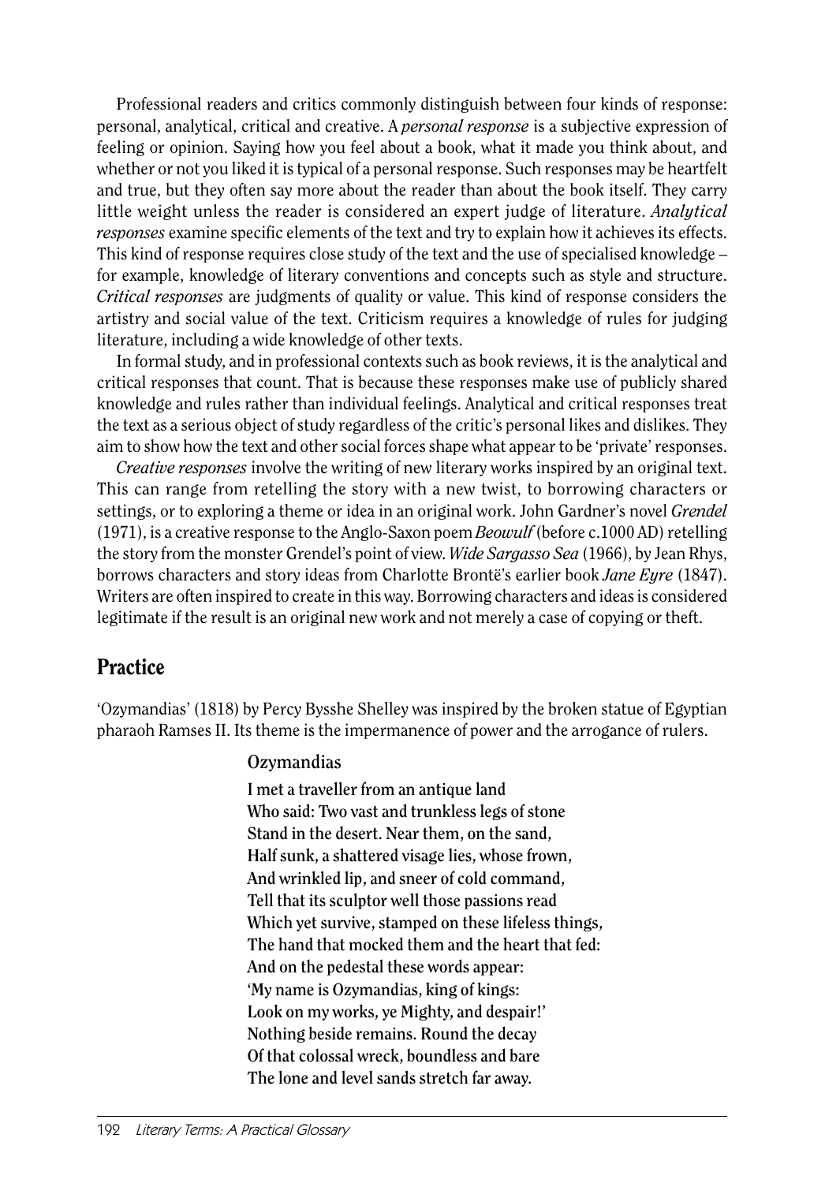Professional readers and critics commonly distinguish between four kinds of response: personal, analytical, critical and creative. A *personal response* is a subjective expression of feeling or opinion. Saying how you feel about a book, what it made you think about, and whether or not you liked it is typical of a personal response. Such responses may be heartfelt and true, but they often say more about the reader than about the book itself. They carry little weight unless the reader is considered an expert judge of literature. *Analytical responses* examine specific elements of the text and try to explain how it achieves its effects. This kind of response requires close study of the text and the use of specialised knowledge – for example, knowledge of literary conventions and concepts such as style and structure. *Critical responses* are judgments of quality or value. This kind of response considers the artistry and social value of the text. Criticism requires a knowledge of rules for judging literature, including a wide knowledge of other texts.

In formal study, and in professional contexts such as book reviews, it is the analytical and critical responses that count. That is because these responses make use of publicly shared knowledge and rules rather than individual feelings. Analytical and critical responses treat the text as a serious object of study regardless of the critic's personal likes and dislikes. They aim to show how the text and other social forces shape what appear to be 'private' responses.

*Creative responses* involve the writing of new literary works inspired by an original text. This can range from retelling the story with a new twist, to borrowing characters or settings, or to exploring a theme or idea in an original work. John Gardner's novel *Grendel* (1971), is a creative response to the Anglo-Saxon poem *Beowulf* (before c.1000 AD) retelling the story from the monster Grendel's point of view. *Wide Sargasso Sea* (1966), by Jean Rhys, borrows characters and story ideas from Charlotte Brontë's earlier book *Jane Eyre* (1847). Writers are often inspired to create in this way. Borrowing characters and ideas is considered legitimate if the result is an original new work and not merely a case of copying or theft.

## Practice

'Ozymandias' (1818) by Percy Bysshe Shelley was inspired by the broken statue of Egyptian pharaoh Ramses II. Its theme is the impermanence of power and the arrogance of rulers.

**Ozymandias**

I met a traveller from an antique land  
Who said: Two vast and trunkless legs of stone  
Stand in the desert. Near them, on the sand,  
Half sunk, a shattered visage lies, whose frown,  
And wrinkled lip, and sneer of cold command,  
Tell that its sculptor well those passions read  
Which yet survive, stamped on these lifeless things,  
The hand that mocked them and the heart that fed:  
And on the pedestal these words appear:  
'My name is Ozymandias, king of kings:  
Look on my works, ye Mighty, and despair!'  
Nothing beside remains. Round the decay  
Of that colossal wreck, boundless and bare  
The lone and level sands stretch far away.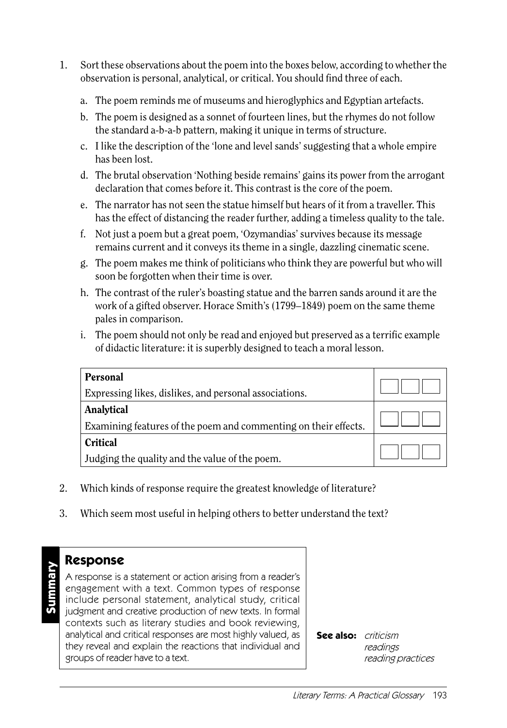1. Sort these observations about the poem into the boxes below, according to whether the observation is personal, analytical, or critical. You should find three of each.

   a. The poem reminds me of museums and hieroglyphics and Egyptian artefacts.
   b. The poem is designed as a sonnet of fourteen lines, but the rhymes do not follow the standard a-b-a-b pattern, making it unique in terms of structure.
   c. I like the description of the 'lone and level sands' suggesting that a whole empire has been lost.
   d. The brutal observation 'Nothing beside remains' gains its power from the arrogant declaration that comes before it. This contrast is the core of the poem.
   e. The narrator has not seen the statue himself but hears of it from a traveller. This has the effect of distancing the reader further, adding a timeless quality to the tale.
   f. Not just a poem but a great poem, 'Ozymandias' survives because its message remains current and it conveys its theme in a single, dazzling cinematic scene.
   g. The poem makes me think of politicians who think they are powerful but who will soon be forgotten when their time is over.
   h. The contrast of the ruler's boasting statue and the barren sands around it are the work of a gifted observer. Horace Smith's (1799–1849) poem on the same theme pales in comparison.
   i. The poem should not only be read and enjoyed but preserved as a terrific example of didactic literature: it is superbly designed to teach a moral lesson.

| | | | |
|---|---|---|---|
| **Personal**<br>Expressing likes, dislikes, and personal associations. | | | |
| **Analytical**<br>Examining features of the poem and commenting on their effects. | | | |
| **Critical**<br>Judging the quality and the value of the poem. | | | |

2. Which kinds of response require the greatest knowledge of literature?

3. Which seem most useful in helping others to better understand the text?

**Summary**

## Response

A response is a statement or action arising from a reader's engagement with a text. Common types of response include personal statement, analytical study, critical judgment and creative production of new texts. In formal contexts such as literary studies and book reviewing, analytical and critical responses are most highly valued, as they reveal and explain the reactions that individual and groups of reader have to a text.

**See also:** *criticism*
*readings*
*reading practices*